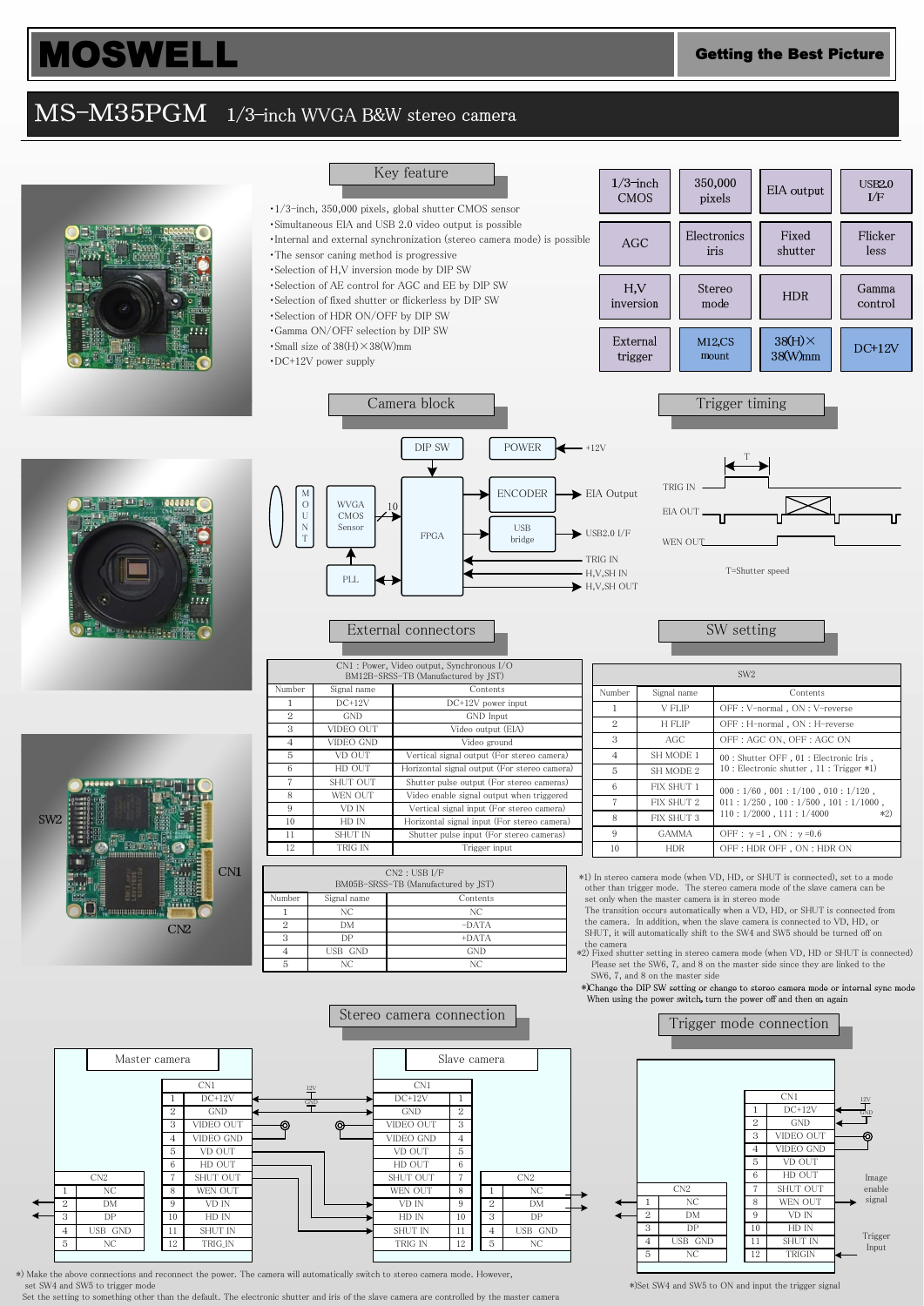# MOSWELL

**Getting the Best Picture**

## MS-M35PGM 1/3-inch WVGA B&W stereo camera

### Key feature

- ・1/3-inch, 350,000 pixels, global shutter CMOS sensor
- ・Simultaneous EIA and USB 2.0 video output is possible
- ・Internal and external synchronization (stereo camera mode) is possible
- ・The sensor caning method is progressive
- ・Selection of H,V inversion mode by DIP SW
- ・Selection of AE control for AGC and EE by DIP SW
- ・Selection of fixed shutter or flickerless by DIP SW
- ・Selection of HDR ON/OFF by DIP SW
- ・Gamma ON/OFF selection by DIP SW
- ・Small size of 38(H)×38(W)mm
- ・DC+12V power supply

| | | | |
|---|---|---|---|
| 1/3-inch CMOS | 350,000 pixels | EIA output | USB2.0 I/F |
| AGC | Electronics iris | Fixed shutter | Flicker less |
| H,V inversion | Stereo mode | HDR | Gamma control |
| External trigger | M12,CS mount | 38(H)×38(W)mm | DC+12V |

### Camera block

MOUNT → WVGA CMOS Sensor → (10) → FPGA; DIP SW → FPGA; POWER ← +12V; PLL ↔ FPGA; FPGA → ENCODER → EIA Output; FPGA → USB bridge → USB2.0 I/F; TRIG IN, H,V,SH IN → FPGA; FPGA → H,V,SH OUT

### Trigger timing

TRIG IN, EIA OUT, WEN OUT (T)

T=Shutter speed

### External connectors

| CN1 : Power, Video output, Synchronous I/O BM12B-SRSS-TB (Manufactured by JST) | | |
|---|---|---|
| Number | Signal name | Contents |
| 1 | DC+12V | DC+12V power input |
| 2 | GND | GND Input |
| 3 | VIDEO OUT | Video output (EIA) |
| 4 | VIDEO GND | Video ground |
| 5 | VD OUT | Vertical signal output (For stereo camera) |
| 6 | HD OUT | Horizontal signal output (For stereo camera) |
| 7 | SHUT OUT | Shutter pulse output (For stereo cameras) |
| 8 | WEN OUT | Video enable signal output when triggered |
| 9 | VD IN | Vertical signal input (For stereo camera) |
| 10 | HD IN | Horizontal signal input (For stereo camera) |
| 11 | SHUT IN | Shutter pulse input (For stereo cameras) |
| 12 | TRIG IN | Trigger input |

| CN2 : USB I/F BM05B-SRSS-TB (Manufactured by JST) | | |
|---|---|---|
| Number | Signal name | Contents |
| 1 | NC | NC |
| 2 | DM | -DATA |
| 3 | DP | +DATA |
| 4 | USB GND | GND |
| 5 | NC | NC |

### SW setting

| SW2 | | |
|---|---|---|
| Number | Signal name | Contents |
| 1 | V FLIP | OFF : V-normal , ON : V-reverse |
| 2 | H FLIP | OFF : H-normal , ON : H-reverse |
| 3 | AGC | OFF : AGC ON, OFF : AGC ON |
| 4 | SH MODE 1 | 00 : Shutter OFF , 01 : Electronic Iris , 10 : Electronic shutter , 11 : Trigger *1) |
| 5 | SH MODE 2 | |
| 6 | FIX SHUT 1 | 000 : 1/60 , 001 : 1/100 , 010 : 1/120 , 011 : 1/250 , 100 : 1/500 , 101 : 1/1000 , 110 : 1/2000 , 111 : 1/4000 *2) |
| 7 | FIX SHUT 2 | |
| 8 | FIX SHUT 3 | |
| 9 | GAMMA | OFF : γ=1 , ON : γ=0.6 |
| 10 | HDR | OFF : HDR OFF , ON : HDR ON |

*1) In stereo camera mode (when VD, HD, or SHUT is connected), set to a mode other than trigger mode. The stereo camera mode of the slave camera can be set only when the master camera is in stereo mode
The transition occurs automatically when a VD, HD, or SHUT is connected from the camera. In addition, when the slave camera is connected to VD, HD, or SHUT, it will automatically shift to the SW4 and SW5 should be turned off on the camera

*2) Fixed shutter setting in stereo camera mode (when VD, HD or SHUT is connected)
Please set the SW6, 7, and 8 on the master side since they are linked to the SW6, 7, and 8 on the master side

*)Change the DIP SW setting or change to stereo camera mode or internal sync mode When using the power switch, turn the power off and then on again

### Stereo camera connection

Master camera / Slave camera

| CN1 (Master) | | CN1 (Slave) | |
|---|---|---|---|
| 1 | DC+12V | DC+12V | 1 |
| 2 | GND | GND | 2 |
| 3 | VIDEO OUT | VIDEO OUT | 3 |
| 4 | VIDEO GND | VIDEO GND | 4 |
| 5 | VD OUT | VD OUT | 5 |
| 6 | HD OUT | HD OUT | 6 |
| 7 | SHUT OUT | SHUT OUT | 7 |
| 8 | WEN OUT | WEN OUT | 8 |
| 9 | VD IN | VD IN | 9 |
| 10 | HD IN | HD IN | 10 |
| 11 | SHUT IN | SHUT IN | 11 |
| 12 | TRIG_IN | TRIG IN | 12 |

| CN2 | |
|---|---|
| 1 | NC |
| 2 | DM |
| 3 | DP |
| 4 | USB GND |
| 5 | NC |

*) Make the above connections and reconnect the power. The camera will automatically switch to stereo camera mode. However, set SW4 and SW5 to trigger mode
Set the setting to something other than the default. The electronic shutter and iris of the slave camera are controlled by the master camera

### Trigger mode connection

| CN1 | |
|---|---|
| 1 | DC+12V |
| 2 | GND |
| 3 | VIDEO OUT |
| 4 | VIDEO GND |
| 5 | VD OUT |
| 6 | HD OUT |
| 7 | SHUT OUT |
| 8 | WEN OUT |
| 9 | VD IN |
| 10 | HD IN |
| 11 | SHUT IN |
| 12 | TRIGIN |

| CN2 | |
|---|---|
| 1 | NC |
| 2 | DM |
| 3 | DP |
| 4 | USB GND |
| 5 | NC |

Image enable signal

Trigger Input

*)Set SW4 and SW5 to ON and input the trigger signal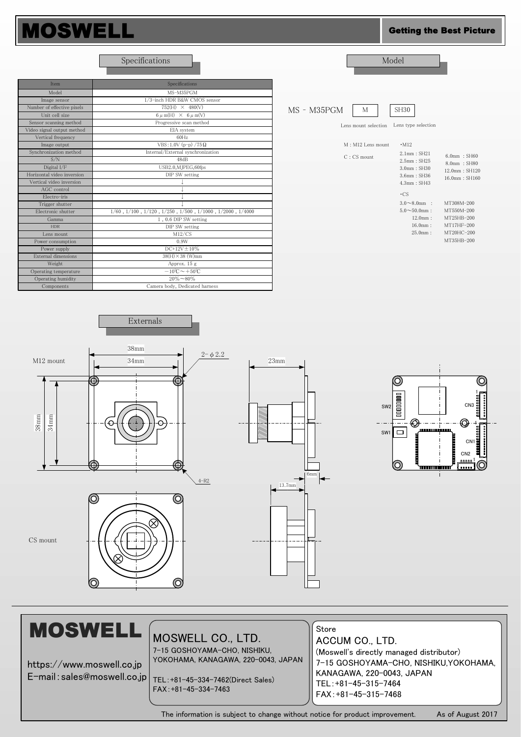# MOSWELL

**Getting the Best Picture**

## Specifications

| Item | Specifications |
|---|---|
| Model | MS-M35PGM |
| Image sensor | 1/3-inch HDR B&W CMOS sensor |
| Number of effective pixels | 752(H) × 480(V) |
| Unit cell size | 6 μ m(H) × 6 μ m(V) |
| Sensor scanning method | Progressive scan method |
| Video signal output method | EIA system |
| Vertical frequency | 60Hz |
| Image output | VBS:1.0V (p-p) /75Ω |
| Synchronization method | Internal/External synchronization |
| S/N | 48dB |
| Digital I/F | USB2.0,MJPEG,60fps |
| Horizontal video inversion | DIP SW setting |
| Vertical video inversion | ↓ |
| AGC control | ↓ |
| Electro-iris | ↓ |
| Trigger shutter | ↓ |
| Electronic shutter | 1/60 , 1/100 , 1/120 , 1/250 , 1/500 , 1/1000 , 1/2000 , 1/4000 |
| Gamma | 1 , 0.6 DIP SW setting |
| HDR | DIP SW setting |
| Lens mount | M12/CS |
| Power consumption | 0.9W |
| Power supply | DC+12V±10% |
| External dimensions | 38(H)×38 (W)mm |
| Weight | Approx. 15 g |
| Operating temperature | −10℃～+50℃ |
| Operating humidity | 20%～80% |
| Components | Camera body, Dedicated harness |

## Model

MS - M35PGM [M] [SH30]

Lens mount selection / Lens type selection

M : M12 Lens mount
C : CS mount

・M12

2.1mm : SH21
2.5mm : SH25
3.0mm : SH30
3.6mm : SH36
4.3mm : SH43
6.0mm : SH60
8.0mm : SH80
12.0mm : SH120
16.0mm : SH160

・CS

3.0～8.0mm : MT308M-200
5.0～50.0mm : MT550M-200
12.0mm : MT25HB-200
16.0mm : MT17HF-200
25.0mm : MT20HC-200
MT35HB-200

## Externals

M12 mount

38mm
34mm
2- φ 2.2
38mm
34mm
4-R2
23mm
6mm
13.7mm

SW2
SW1
CN3
CN1
CN2

CS mount

---

# MOSWELL

https://www.moswell.co.jp
E-mail : sales@moswell.co.jp

MOSWELL CO., LTD.
7-15 GOSHOYAMA-CHO, NISHIKU,
YOKOHAMA, KANAGAWA, 220-0043, JAPAN

TEL : +81-45-334-7462(Direct Sales)
FAX : +81-45-334-7463

Store
ACCUM CO., LTD.
(Moswell's directly managed distributor)
7-15 GOSHOYAMA-CHO, NISHIKU,YOKOHAMA,
KANAGAWA, 220-0043, JAPAN
TEL : +81-45-315-7464
FAX : +81-45-315-7468

The information is subject to change without notice for product improvement. As of August 2017